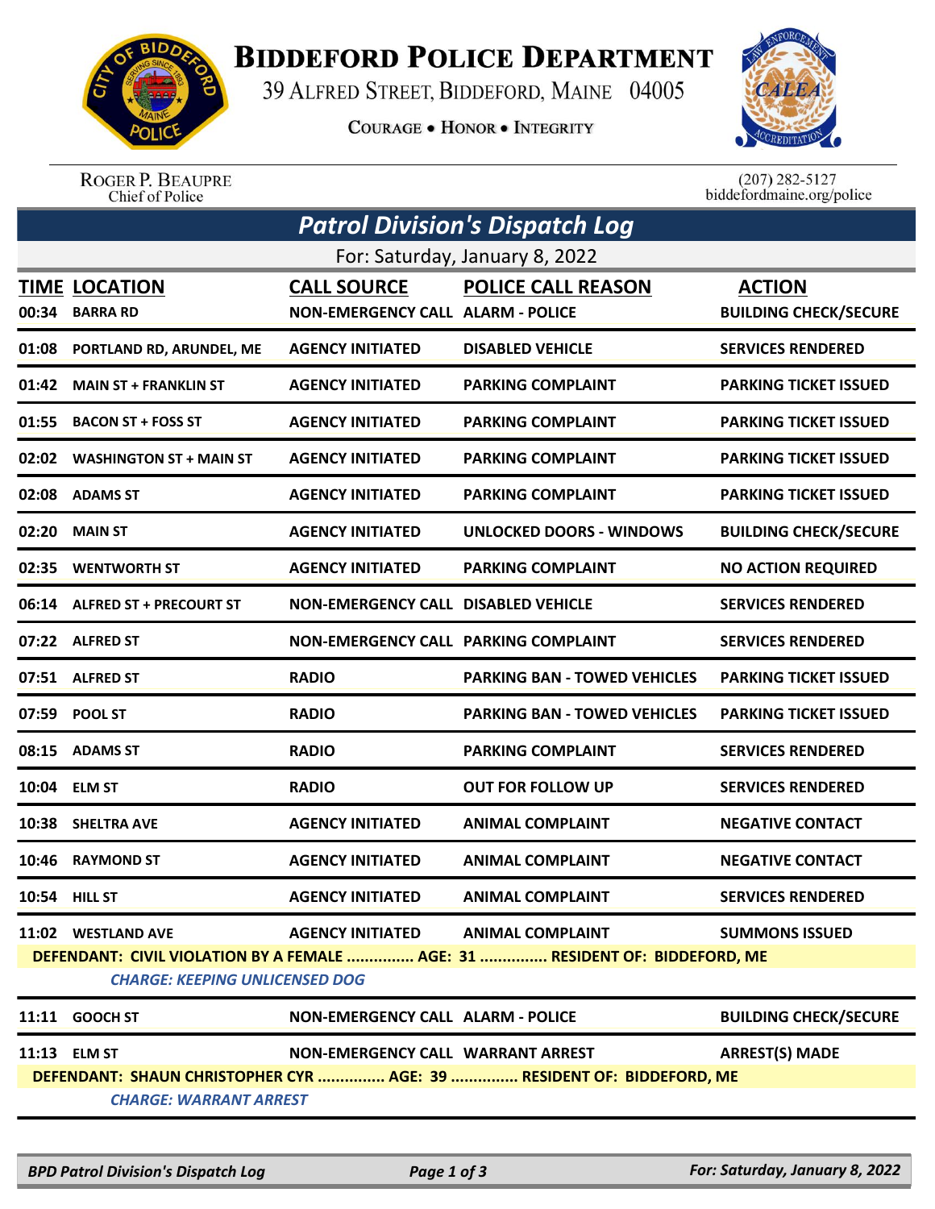# Biddeford Police Department

39 Alfred Street, Biddeford, Maine 04005

Courage • Honor • Integrity

Roger P. Beaupre
Chief of Police

(207) 282-5127
biddefordmaine.org/police

## *Patrol Division's Dispatch Log*

For: Saturday, January 8, 2022

| TIME | LOCATION | CALL SOURCE | POLICE CALL REASON | ACTION |
|---|---|---|---|---|
| 00:34 | BARRA RD | NON-EMERGENCY CALL | ALARM - POLICE | BUILDING CHECK/SECURE |
| 01:08 | PORTLAND RD, ARUNDEL, ME | AGENCY INITIATED | DISABLED VEHICLE | SERVICES RENDERED |
| 01:42 | MAIN ST + FRANKLIN ST | AGENCY INITIATED | PARKING COMPLAINT | PARKING TICKET ISSUED |
| 01:55 | BACON ST + FOSS ST | AGENCY INITIATED | PARKING COMPLAINT | PARKING TICKET ISSUED |
| 02:02 | WASHINGTON ST + MAIN ST | AGENCY INITIATED | PARKING COMPLAINT | PARKING TICKET ISSUED |
| 02:08 | ADAMS ST | AGENCY INITIATED | PARKING COMPLAINT | PARKING TICKET ISSUED |
| 02:20 | MAIN ST | AGENCY INITIATED | UNLOCKED DOORS - WINDOWS | BUILDING CHECK/SECURE |
| 02:35 | WENTWORTH ST | AGENCY INITIATED | PARKING COMPLAINT | NO ACTION REQUIRED |
| 06:14 | ALFRED ST + PRECOURT ST | NON-EMERGENCY CALL | DISABLED VEHICLE | SERVICES RENDERED |
| 07:22 | ALFRED ST | NON-EMERGENCY CALL | PARKING COMPLAINT | SERVICES RENDERED |
| 07:51 | ALFRED ST | RADIO | PARKING BAN - TOWED VEHICLES | PARKING TICKET ISSUED |
| 07:59 | POOL ST | RADIO | PARKING BAN - TOWED VEHICLES | PARKING TICKET ISSUED |
| 08:15 | ADAMS ST | RADIO | PARKING COMPLAINT | SERVICES RENDERED |
| 10:04 | ELM ST | RADIO | OUT FOR FOLLOW UP | SERVICES RENDERED |
| 10:38 | SHELTRA AVE | AGENCY INITIATED | ANIMAL COMPLAINT | NEGATIVE CONTACT |
| 10:46 | RAYMOND ST | AGENCY INITIATED | ANIMAL COMPLAINT | NEGATIVE CONTACT |
| 10:54 | HILL ST | AGENCY INITIATED | ANIMAL COMPLAINT | SERVICES RENDERED |
| 11:02 | WESTLAND AVE | AGENCY INITIATED | ANIMAL COMPLAINT | SUMMONS ISSUED |

**DEFENDANT: CIVIL VIOLATION BY A FEMALE ............... AGE: 31 ............... RESIDENT OF: BIDDEFORD, ME**

*CHARGE: KEEPING UNLICENSED DOG*

| TIME | LOCATION | CALL SOURCE | POLICE CALL REASON | ACTION |
|---|---|---|---|---|
| 11:11 | GOOCH ST | NON-EMERGENCY CALL | ALARM - POLICE | BUILDING CHECK/SECURE |
| 11:13 | ELM ST | NON-EMERGENCY CALL | WARRANT ARREST | ARREST(S) MADE |

**DEFENDANT: SHAUN CHRISTOPHER CYR ............... AGE: 39 ............... RESIDENT OF: BIDDEFORD, ME**

*CHARGE: WARRANT ARREST*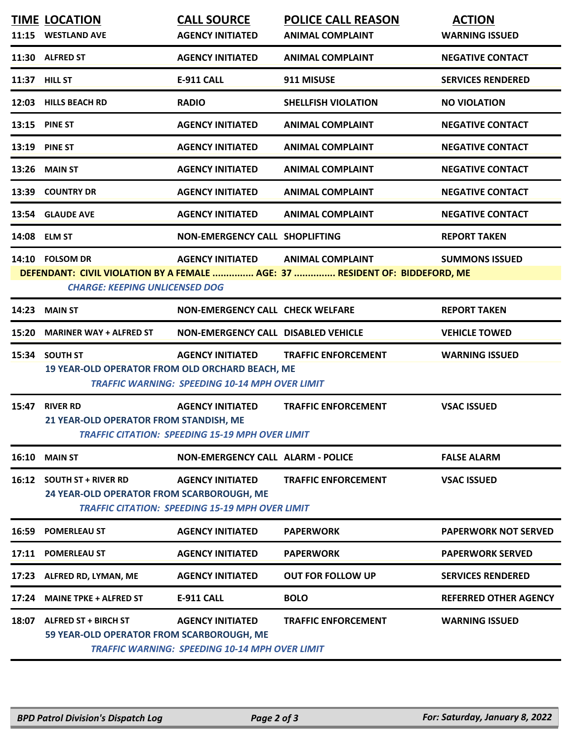| TIME | LOCATION | CALL SOURCE | POLICE CALL REASON | ACTION |
|---|---|---|---|---|
| 11:15 | WESTLAND AVE | AGENCY INITIATED | ANIMAL COMPLAINT | WARNING ISSUED |
| 11:30 | ALFRED ST | AGENCY INITIATED | ANIMAL COMPLAINT | NEGATIVE CONTACT |
| 11:37 | HILL ST | E-911 CALL | 911 MISUSE | SERVICES RENDERED |
| 12:03 | HILLS BEACH RD | RADIO | SHELLFISH VIOLATION | NO VIOLATION |
| 13:15 | PINE ST | AGENCY INITIATED | ANIMAL COMPLAINT | NEGATIVE CONTACT |
| 13:19 | PINE ST | AGENCY INITIATED | ANIMAL COMPLAINT | NEGATIVE CONTACT |
| 13:26 | MAIN ST | AGENCY INITIATED | ANIMAL COMPLAINT | NEGATIVE CONTACT |
| 13:39 | COUNTRY DR | AGENCY INITIATED | ANIMAL COMPLAINT | NEGATIVE CONTACT |
| 13:54 | GLAUDE AVE | AGENCY INITIATED | ANIMAL COMPLAINT | NEGATIVE CONTACT |
| 14:08 | ELM ST | NON-EMERGENCY CALL | SHOPLIFTING | REPORT TAKEN |
| 14:10 | FOLSOM DR | AGENCY INITIATED | ANIMAL COMPLAINT | SUMMONS ISSUED |

**DEFENDANT: CIVIL VIOLATION BY A FEMALE ............... AGE: 37 ............... RESIDENT OF: BIDDEFORD, ME**

*CHARGE: KEEPING UNLICENSED DOG*

| TIME | LOCATION | CALL SOURCE | POLICE CALL REASON | ACTION |
|---|---|---|---|---|
| 14:23 | MAIN ST | NON-EMERGENCY CALL | CHECK WELFARE | REPORT TAKEN |
| 15:20 | MARINER WAY + ALFRED ST | NON-EMERGENCY CALL | DISABLED VEHICLE | VEHICLE TOWED |
| 15:34 | SOUTH ST | AGENCY INITIATED | TRAFFIC ENFORCEMENT | WARNING ISSUED |

**19 YEAR-OLD OPERATOR FROM OLD ORCHARD BEACH, ME**

*TRAFFIC WARNING: SPEEDING 10-14 MPH OVER LIMIT*

| TIME | LOCATION | CALL SOURCE | POLICE CALL REASON | ACTION |
|---|---|---|---|---|
| 15:47 | RIVER RD | AGENCY INITIATED | TRAFFIC ENFORCEMENT | VSAC ISSUED |

**21 YEAR-OLD OPERATOR FROM STANDISH, ME**

*TRAFFIC CITATION: SPEEDING 15-19 MPH OVER LIMIT*

| TIME | LOCATION | CALL SOURCE | POLICE CALL REASON | ACTION |
|---|---|---|---|---|
| 16:10 | MAIN ST | NON-EMERGENCY CALL | ALARM - POLICE | FALSE ALARM |
| 16:12 | SOUTH ST + RIVER RD | AGENCY INITIATED | TRAFFIC ENFORCEMENT | VSAC ISSUED |

**24 YEAR-OLD OPERATOR FROM SCARBOROUGH, ME**

*TRAFFIC CITATION: SPEEDING 15-19 MPH OVER LIMIT*

| TIME | LOCATION | CALL SOURCE | POLICE CALL REASON | ACTION |
|---|---|---|---|---|
| 16:59 | POMERLEAU ST | AGENCY INITIATED | PAPERWORK | PAPERWORK NOT SERVED |
| 17:11 | POMERLEAU ST | AGENCY INITIATED | PAPERWORK | PAPERWORK SERVED |
| 17:23 | ALFRED RD, LYMAN, ME | AGENCY INITIATED | OUT FOR FOLLOW UP | SERVICES RENDERED |
| 17:24 | MAINE TPKE + ALFRED ST | E-911 CALL | BOLO | REFERRED OTHER AGENCY |
| 18:07 | ALFRED ST + BIRCH ST | AGENCY INITIATED | TRAFFIC ENFORCEMENT | WARNING ISSUED |

**59 YEAR-OLD OPERATOR FROM SCARBOROUGH, ME**

*TRAFFIC WARNING: SPEEDING 10-14 MPH OVER LIMIT*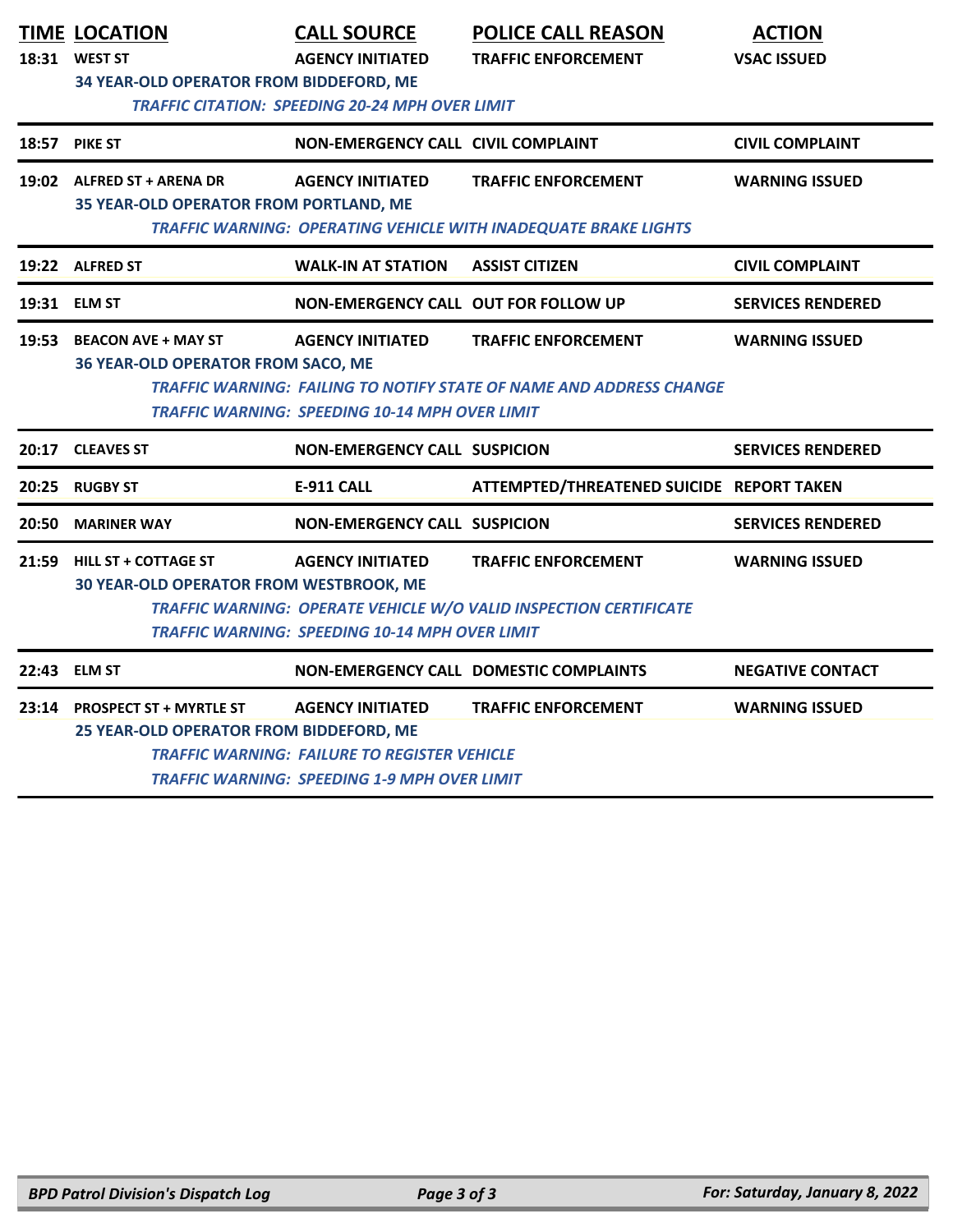| TIME | LOCATION | CALL SOURCE | POLICE CALL REASON | ACTION |
|---|---|---|---|---|
| 18:31 | WEST ST | AGENCY INITIATED | TRAFFIC ENFORCEMENT | VSAC ISSUED |
| | 34 YEAR-OLD OPERATOR FROM BIDDEFORD, ME | | | |
| | | *TRAFFIC CITATION: SPEEDING 20-24 MPH OVER LIMIT* | | |
| 18:57 | PIKE ST | NON-EMERGENCY CALL | CIVIL COMPLAINT | CIVIL COMPLAINT |
| 19:02 | ALFRED ST + ARENA DR | AGENCY INITIATED | TRAFFIC ENFORCEMENT | WARNING ISSUED |
| | 35 YEAR-OLD OPERATOR FROM PORTLAND, ME | | | |
| | | | *TRAFFIC WARNING: OPERATING VEHICLE WITH INADEQUATE BRAKE LIGHTS* | |
| 19:22 | ALFRED ST | WALK-IN AT STATION | ASSIST CITIZEN | CIVIL COMPLAINT |
| 19:31 | ELM ST | NON-EMERGENCY CALL | OUT FOR FOLLOW UP | SERVICES RENDERED |
| 19:53 | BEACON AVE + MAY ST | AGENCY INITIATED | TRAFFIC ENFORCEMENT | WARNING ISSUED |
| | 36 YEAR-OLD OPERATOR FROM SACO, ME | | | |
| | | | *TRAFFIC WARNING: FAILING TO NOTIFY STATE OF NAME AND ADDRESS CHANGE* | |
| | | *TRAFFIC WARNING: SPEEDING 10-14 MPH OVER LIMIT* | | |
| 20:17 | CLEAVES ST | NON-EMERGENCY CALL | SUSPICION | SERVICES RENDERED |
| 20:25 | RUGBY ST | E-911 CALL | ATTEMPTED/THREATENED SUICIDE | REPORT TAKEN |
| 20:50 | MARINER WAY | NON-EMERGENCY CALL | SUSPICION | SERVICES RENDERED |
| 21:59 | HILL ST + COTTAGE ST | AGENCY INITIATED | TRAFFIC ENFORCEMENT | WARNING ISSUED |
| | 30 YEAR-OLD OPERATOR FROM WESTBROOK, ME | | | |
| | | | *TRAFFIC WARNING: OPERATE VEHICLE W/O VALID INSPECTION CERTIFICATE* | |
| | | *TRAFFIC WARNING: SPEEDING 10-14 MPH OVER LIMIT* | | |
| 22:43 | ELM ST | NON-EMERGENCY CALL | DOMESTIC COMPLAINTS | NEGATIVE CONTACT |
| 23:14 | PROSPECT ST + MYRTLE ST | AGENCY INITIATED | TRAFFIC ENFORCEMENT | WARNING ISSUED |
| | 25 YEAR-OLD OPERATOR FROM BIDDEFORD, ME | | | |
| | | *TRAFFIC WARNING: FAILURE TO REGISTER VEHICLE* | | |
| | | *TRAFFIC WARNING: SPEEDING 1-9 MPH OVER LIMIT* | | |